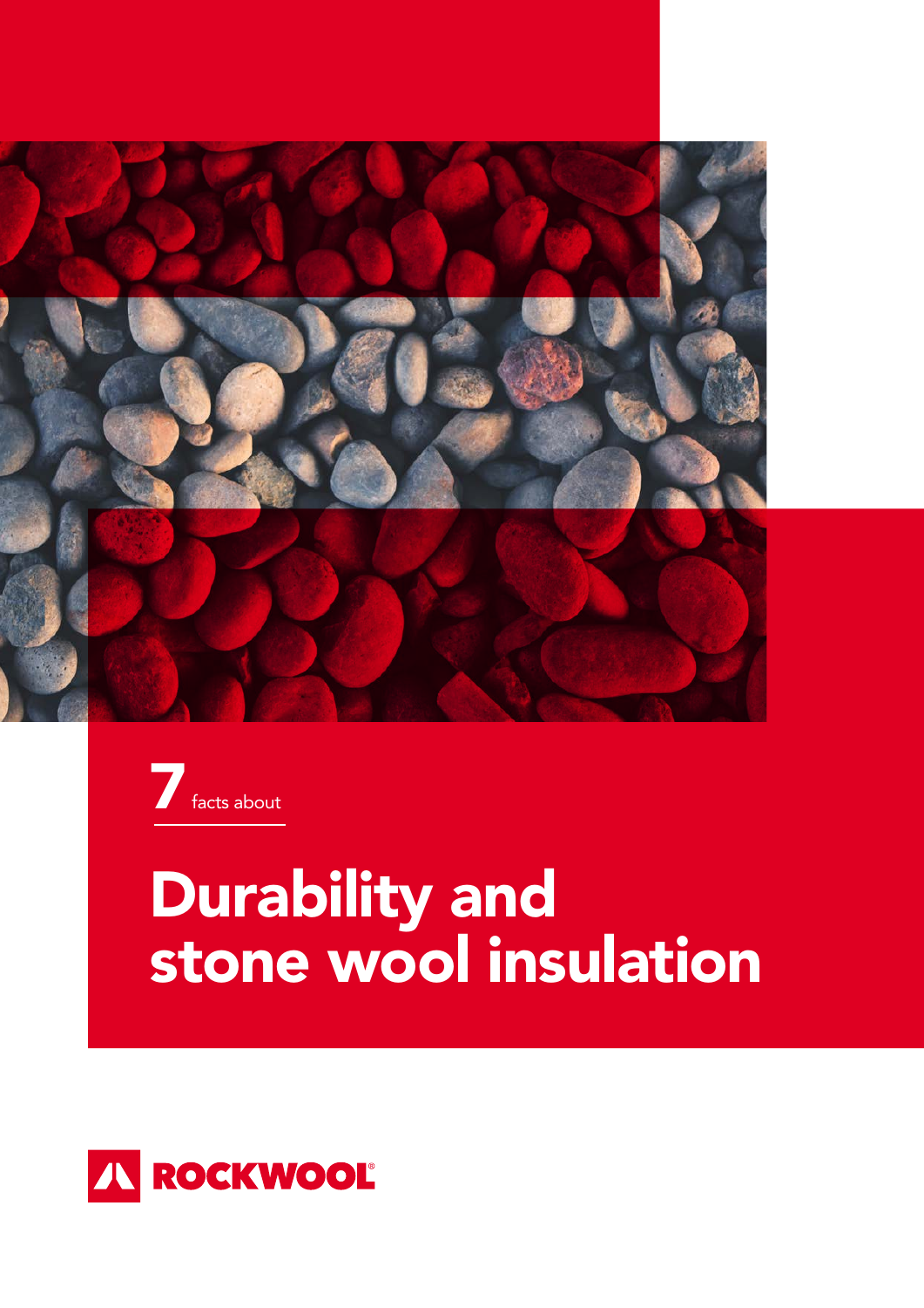7 facts about

# Durability and stone wool insulation

ROCKWOOL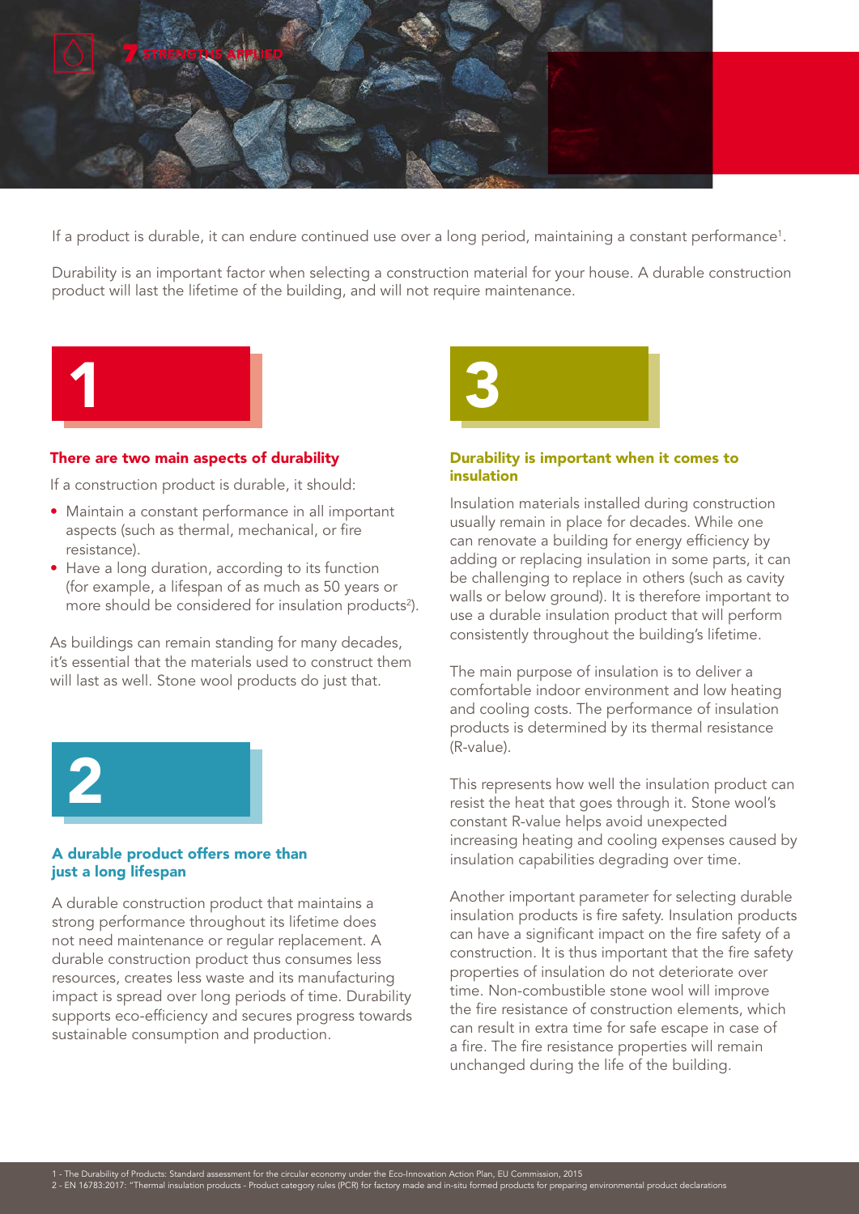If a product is durable, it can endure continued use over a long period, maintaining a constant performance[1].

Durability is an important factor when selecting a construction material for your house. A durable construction product will last the lifetime of the building, and will not require maintenance.

## 1

### There are two main aspects of durability

If a construction product is durable, it should:

- Maintain a constant performance in all important aspects (such as thermal, mechanical, or fire resistance).
- Have a long duration, according to its function (for example, a lifespan of as much as 50 years or more should be considered for insulation products[2]).

As buildings can remain standing for many decades, it's essential that the materials used to construct them will last as well. Stone wool products do just that.

## 2

### A durable product offers more than just a long lifespan

A durable construction product that maintains a strong performance throughout its lifetime does not need maintenance or regular replacement. A durable construction product thus consumes less resources, creates less waste and its manufacturing impact is spread over long periods of time. Durability supports eco-efficiency and secures progress towards sustainable consumption and production.

## 3

### Durability is important when it comes to insulation

Insulation materials installed during construction usually remain in place for decades. While one can renovate a building for energy efficiency by adding or replacing insulation in some parts, it can be challenging to replace in others (such as cavity walls or below ground). It is therefore important to use a durable insulation product that will perform consistently throughout the building's lifetime.

The main purpose of insulation is to deliver a comfortable indoor environment and low heating and cooling costs. The performance of insulation products is determined by its thermal resistance (R-value).

This represents how well the insulation product can resist the heat that goes through it. Stone wool's constant R-value helps avoid unexpected increasing heating and cooling expenses caused by insulation capabilities degrading over time.

Another important parameter for selecting durable insulation products is fire safety. Insulation products can have a significant impact on the fire safety of a construction. It is thus important that the fire safety properties of insulation do not deteriorate over time. Non-combustible stone wool will improve the fire resistance of construction elements, which can result in extra time for safe escape in case of a fire. The fire resistance properties will remain unchanged during the life of the building.

1 - The Durability of Products: Standard assessment for the circular economy under the Eco-Innovation Action Plan, EU Commission, 2015
2 - EN 16783:2017: "Thermal insulation products - Product category rules (PCR) for factory made and in-situ formed products for preparing environmental product declarations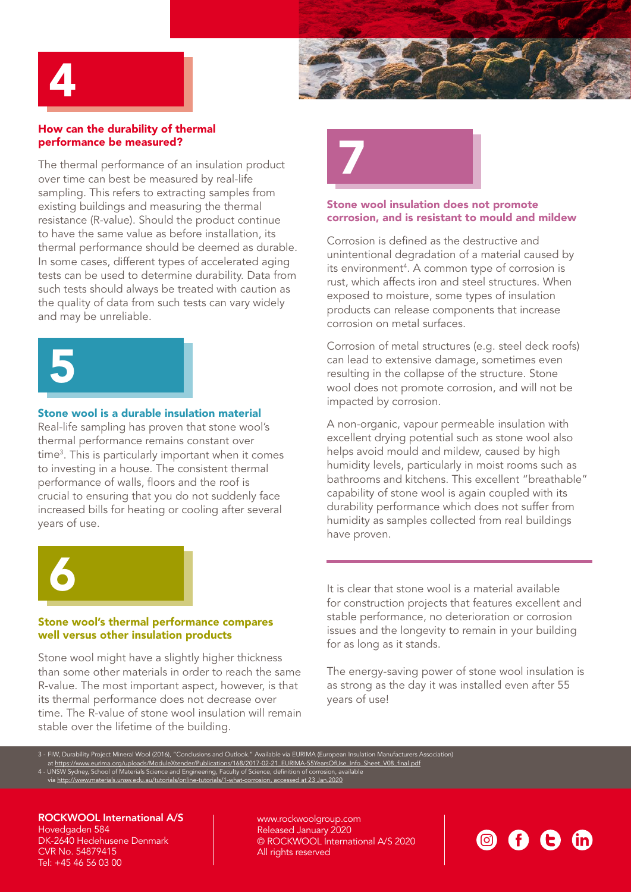# 4

### How can the durability of thermal performance be measured?

The thermal performance of an insulation product over time can best be measured by real-life sampling. This refers to extracting samples from existing buildings and measuring the thermal resistance (R-value). Should the product continue to have the same value as before installation, its thermal performance should be deemed as durable. In some cases, different types of accelerated aging tests can be used to determine durability. Data from such tests should always be treated with caution as the quality of data from such tests can vary widely and may be unreliable.

# 5

### Stone wool is a durable insulation material

Real-life sampling has proven that stone wool's thermal performance remains constant over time[3]. This is particularly important when it comes to investing in a house. The consistent thermal performance of walls, floors and the roof is crucial to ensuring that you do not suddenly face increased bills for heating or cooling after several years of use.

# 6

### Stone wool's thermal performance compares well versus other insulation products

Stone wool might have a slightly higher thickness than some other materials in order to reach the same R-value. The most important aspect, however, is that its thermal performance does not decrease over time. The R-value of stone wool insulation will remain stable over the lifetime of the building.

# 7

### Stone wool insulation does not promote corrosion, and is resistant to mould and mildew

Corrosion is defined as the destructive and unintentional degradation of a material caused by its environment[4]. A common type of corrosion is rust, which affects iron and steel structures. When exposed to moisture, some types of insulation products can release components that increase corrosion on metal surfaces.

Corrosion of metal structures (e.g. steel deck roofs) can lead to extensive damage, sometimes even resulting in the collapse of the structure. Stone wool does not promote corrosion, and will not be impacted by corrosion.

A non-organic, vapour permeable insulation with excellent drying potential such as stone wool also helps avoid mould and mildew, caused by high humidity levels, particularly in moist rooms such as bathrooms and kitchens. This excellent "breathable" capability of stone wool is again coupled with its durability performance which does not suffer from humidity as samples collected from real buildings have proven.

---

It is clear that stone wool is a material available for construction projects that features excellent and stable performance, no deterioration or corrosion issues and the longevity to remain in your building for as long as it stands.

The energy-saving power of stone wool insulation is as strong as the day it was installed even after 55 years of use!

3 - FIW, Durability Project Mineral Wool (2016), "Conclusions and Outlook." Available via EURIMA (European Insulation Manufacturers Association) at https://www.eurima.org/uploads/ModuleXtender/Publications/168/2017-02-21_EURIMA-55YearsOfUse_Info_Sheet_V08_final.pdf

4 - UNSW Sydney, School of Materials Science and Engineering, Faculty of Science, definition of corrosion, available via http://www.materials.unsw.edu.au/tutorials/online-tutorials/1-what-corrosion, accessed at 23 Jan.2020

**ROCKWOOL International A/S**
Hovedgaden 584
DK-2640 Hedehusene Denmark
CVR No. 54879415
Tel: +45 46 56 03 00

www.rockwoolgroup.com
Released January 2020
© ROCKWOOL International A/S 2020
All rights reserved